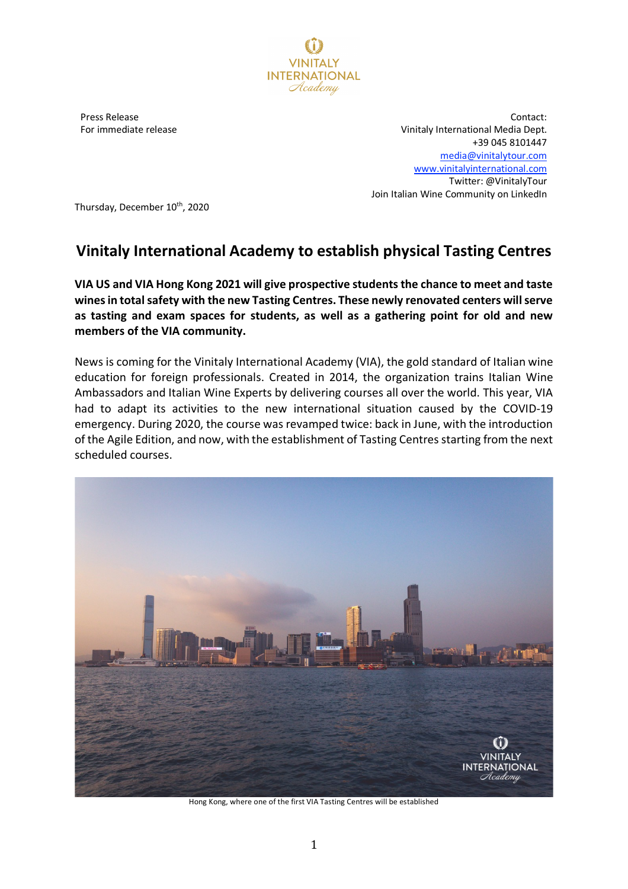Press Release
For immediate release

Contact:
Vinitaly International Media Dept.
+39 045 8101447
media@vinitalytour.com
www.vinitalyinternational.com
Twitter: @VinitalyTour
Join Italian Wine Community on LinkedIn

Thursday, December 10th, 2020

# Vinitaly International Academy to establish physical Tasting Centres

**VIA US and VIA Hong Kong 2021 will give prospective students the chance to meet and taste wines in total safety with the new Tasting Centres. These newly renovated centers will serve as tasting and exam spaces for students, as well as a gathering point for old and new members of the VIA community.**

News is coming for the Vinitaly International Academy (VIA), the gold standard of Italian wine education for foreign professionals. Created in 2014, the organization trains Italian Wine Ambassadors and Italian Wine Experts by delivering courses all over the world. This year, VIA had to adapt its activities to the new international situation caused by the COVID-19 emergency. During 2020, the course was revamped twice: back in June, with the introduction of the Agile Edition, and now, with the establishment of Tasting Centres starting from the next scheduled courses.

Hong Kong, where one of the first VIA Tasting Centres will be established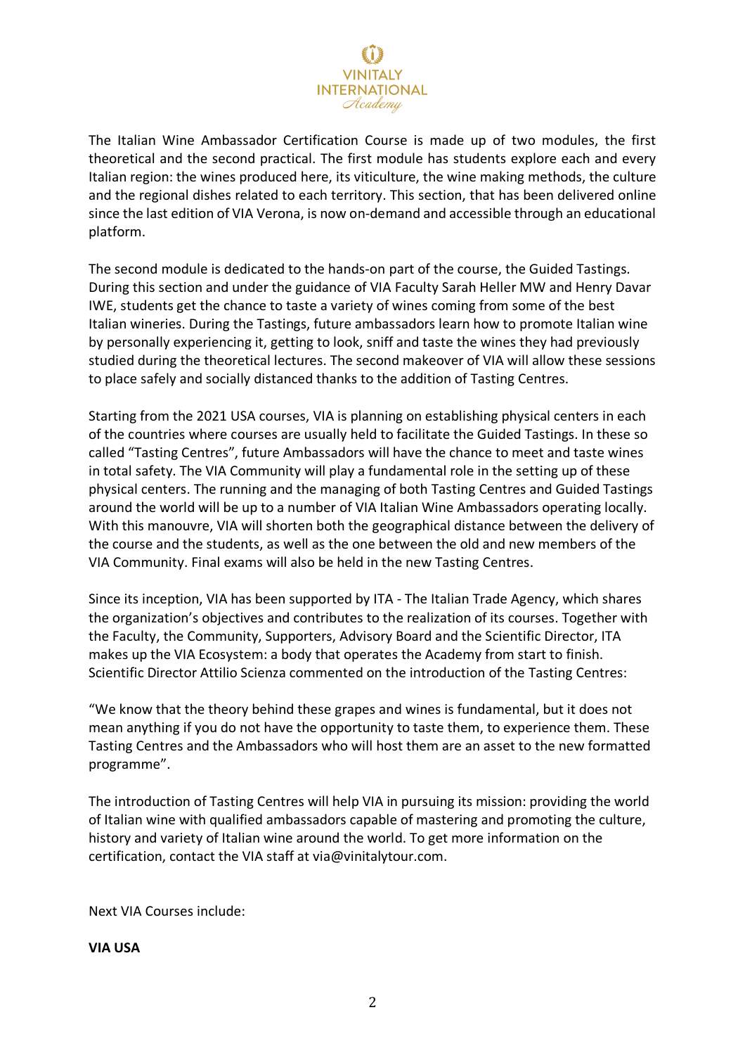The Italian Wine Ambassador Certification Course is made up of two modules, the first theoretical and the second practical. The first module has students explore each and every Italian region: the wines produced here, its viticulture, the wine making methods, the culture and the regional dishes related to each territory. This section, that has been delivered online since the last edition of VIA Verona, is now on-demand and accessible through an educational platform.

The second module is dedicated to the hands-on part of the course, the Guided Tastings. During this section and under the guidance of VIA Faculty Sarah Heller MW and Henry Davar IWE, students get the chance to taste a variety of wines coming from some of the best Italian wineries. During the Tastings, future ambassadors learn how to promote Italian wine by personally experiencing it, getting to look, sniff and taste the wines they had previously studied during the theoretical lectures. The second makeover of VIA will allow these sessions to place safely and socially distanced thanks to the addition of Tasting Centres.

Starting from the 2021 USA courses, VIA is planning on establishing physical centers in each of the countries where courses are usually held to facilitate the Guided Tastings. In these so called "Tasting Centres", future Ambassadors will have the chance to meet and taste wines in total safety. The VIA Community will play a fundamental role in the setting up of these physical centers. The running and the managing of both Tasting Centres and Guided Tastings around the world will be up to a number of VIA Italian Wine Ambassadors operating locally. With this manouvre, VIA will shorten both the geographical distance between the delivery of the course and the students, as well as the one between the old and new members of the VIA Community. Final exams will also be held in the new Tasting Centres.

Since its inception, VIA has been supported by ITA - The Italian Trade Agency, which shares the organization's objectives and contributes to the realization of its courses. Together with the Faculty, the Community, Supporters, Advisory Board and the Scientific Director, ITA makes up the VIA Ecosystem: a body that operates the Academy from start to finish. Scientific Director Attilio Scienza commented on the introduction of the Tasting Centres:

"We know that the theory behind these grapes and wines is fundamental, but it does not mean anything if you do not have the opportunity to taste them, to experience them. These Tasting Centres and the Ambassadors who will host them are an asset to the new formatted programme".

The introduction of Tasting Centres will help VIA in pursuing its mission: providing the world of Italian wine with qualified ambassadors capable of mastering and promoting the culture, history and variety of Italian wine around the world. To get more information on the certification, contact the VIA staff at via@vinitalytour.com.

Next VIA Courses include:

**VIA USA**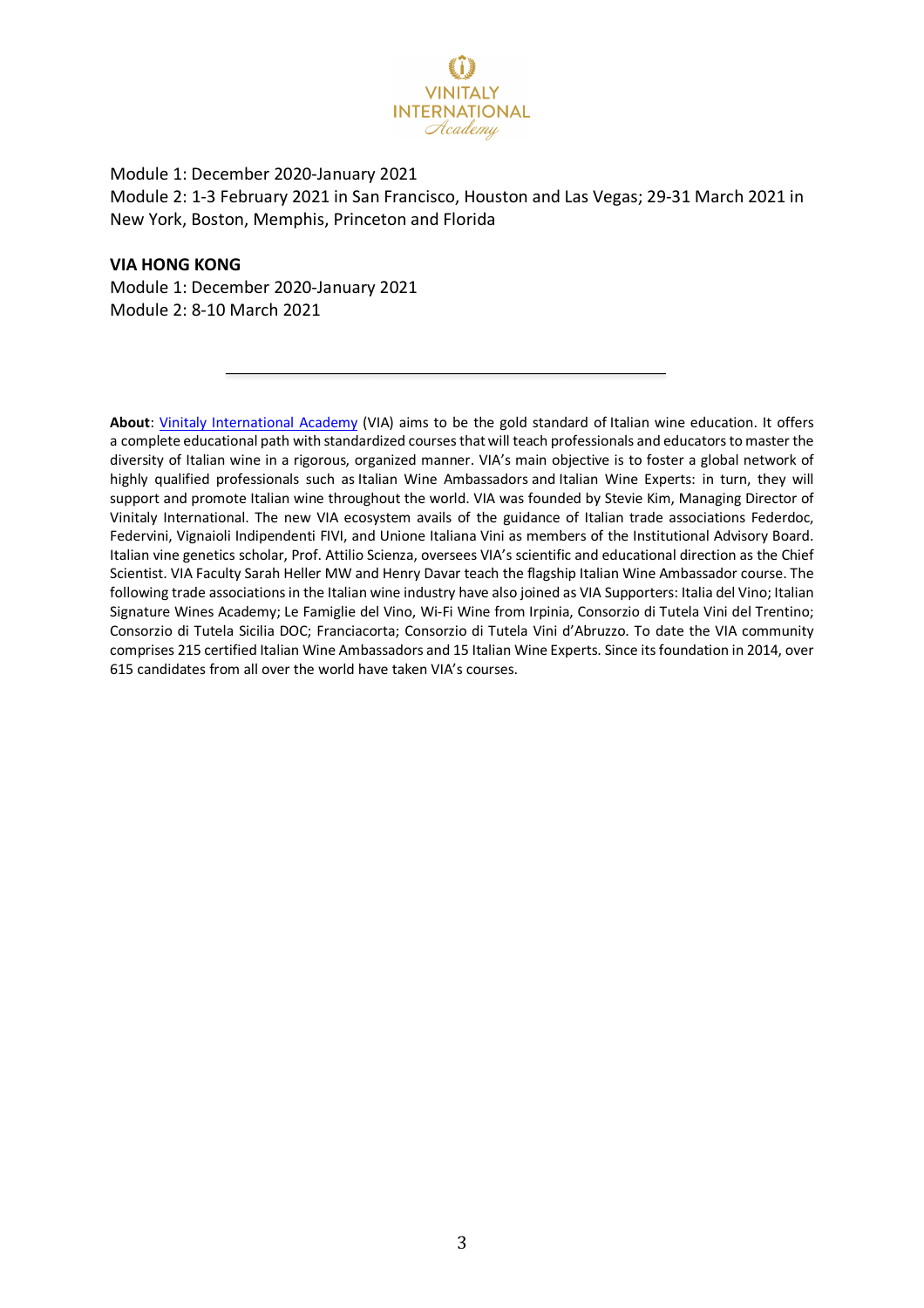Module 1: December 2020-January 2021
Module 2: 1-3 February 2021 in San Francisco, Houston and Las Vegas; 29-31 March 2021 in New York, Boston, Memphis, Princeton and Florida

**VIA HONG KONG**
Module 1: December 2020-January 2021
Module 2: 8-10 March 2021

---

**About**: Vinitaly International Academy (VIA) aims to be the gold standard of Italian wine education. It offers a complete educational path with standardized courses that will teach professionals and educators to master the diversity of Italian wine in a rigorous, organized manner. VIA's main objective is to foster a global network of highly qualified professionals such as Italian Wine Ambassadors and Italian Wine Experts: in turn, they will support and promote Italian wine throughout the world. VIA was founded by Stevie Kim, Managing Director of Vinitaly International. The new VIA ecosystem avails of the guidance of Italian trade associations Federdoc, Federvini, Vignaioli Indipendenti FIVI, and Unione Italiana Vini as members of the Institutional Advisory Board. Italian vine genetics scholar, Prof. Attilio Scienza, oversees VIA's scientific and educational direction as the Chief Scientist. VIA Faculty Sarah Heller MW and Henry Davar teach the flagship Italian Wine Ambassador course. The following trade associations in the Italian wine industry have also joined as VIA Supporters: Italia del Vino; Italian Signature Wines Academy; Le Famiglie del Vino, Wi-Fi Wine from Irpinia, Consorzio di Tutela Vini del Trentino; Consorzio di Tutela Sicilia DOC; Franciacorta; Consorzio di Tutela Vini d'Abruzzo. To date the VIA community comprises 215 certified Italian Wine Ambassadors and 15 Italian Wine Experts. Since its foundation in 2014, over 615 candidates from all over the world have taken VIA's courses.